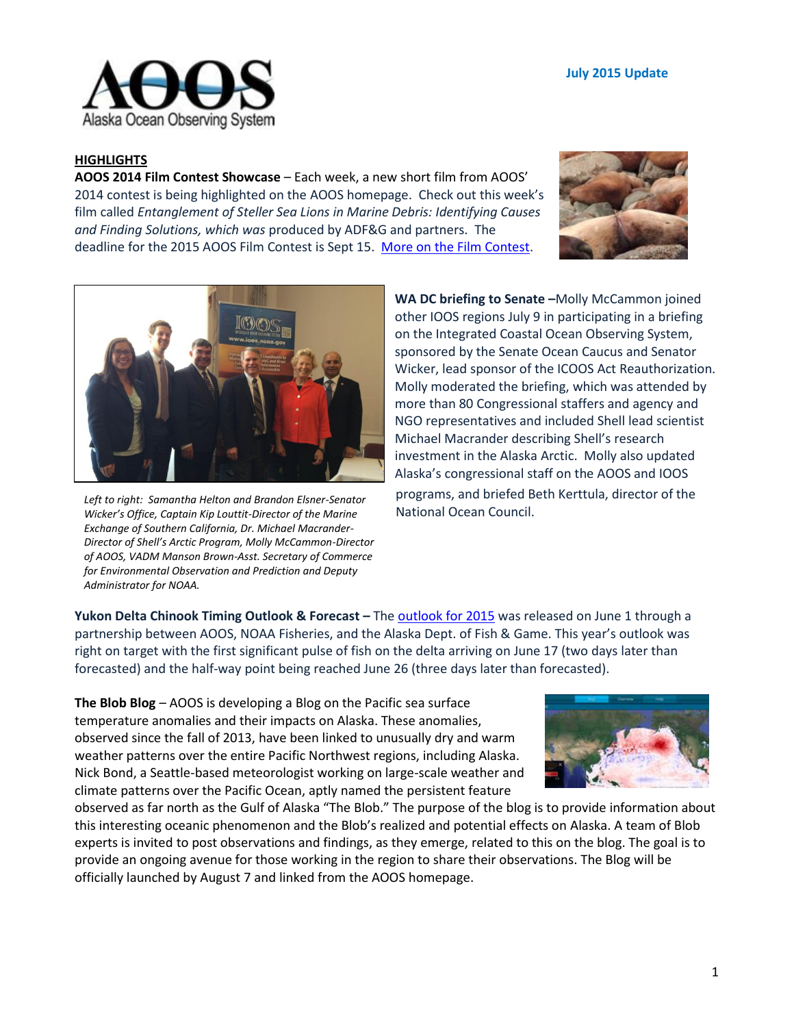AOOS
Alaska Ocean Observing System

**July 2015 Update**

## HIGHLIGHTS

**AOOS 2014 Film Contest Showcase** – Each week, a new short film from AOOS' 2014 contest is being highlighted on the AOOS homepage. Check out this week's film called *Entanglement of Steller Sea Lions in Marine Debris: Identifying Causes and Finding Solutions, which was* produced by ADF&G and partners. The deadline for the 2015 AOOS Film Contest is Sept 15. More on the Film Contest.

**WA DC briefing to Senate –** Molly McCammon joined other IOOS regions July 9 in participating in a briefing on the Integrated Coastal Ocean Observing System, sponsored by the Senate Ocean Caucus and Senator Wicker, lead sponsor of the ICOOS Act Reauthorization. Molly moderated the briefing, which was attended by more than 80 Congressional staffers and agency and NGO representatives and included Shell lead scientist Michael Macrander describing Shell's research investment in the Alaska Arctic. Molly also updated Alaska's congressional staff on the AOOS and IOOS programs, and briefed Beth Kerttula, director of the National Ocean Council.

*Left to right: Samantha Helton and Brandon Elsner-Senator Wicker's Office, Captain Kip Louttit-Director of the Marine Exchange of Southern California, Dr. Michael Macrander-Director of Shell's Arctic Program, Molly McCammon-Director of AOOS, VADM Manson Brown-Asst. Secretary of Commerce for Environmental Observation and Prediction and Deputy Administrator for NOAA.*

**Yukon Delta Chinook Timing Outlook & Forecast –** The outlook for 2015 was released on June 1 through a partnership between AOOS, NOAA Fisheries, and the Alaska Dept. of Fish & Game. This year's outlook was right on target with the first significant pulse of fish on the delta arriving on June 17 (two days later than forecasted) and the half-way point being reached June 26 (three days later than forecasted).

**The Blob Blog** – AOOS is developing a Blog on the Pacific sea surface temperature anomalies and their impacts on Alaska. These anomalies, observed since the fall of 2013, have been linked to unusually dry and warm weather patterns over the entire Pacific Northwest regions, including Alaska. Nick Bond, a Seattle-based meteorologist working on large-scale weather and climate patterns over the Pacific Ocean, aptly named the persistent feature observed as far north as the Gulf of Alaska "The Blob." The purpose of the blog is to provide information about this interesting oceanic phenomenon and the Blob's realized and potential effects on Alaska. A team of Blob experts is invited to post observations and findings, as they emerge, related to this on the blog. The goal is to provide an ongoing avenue for those working in the region to share their observations. The Blog will be officially launched by August 7 and linked from the AOOS homepage.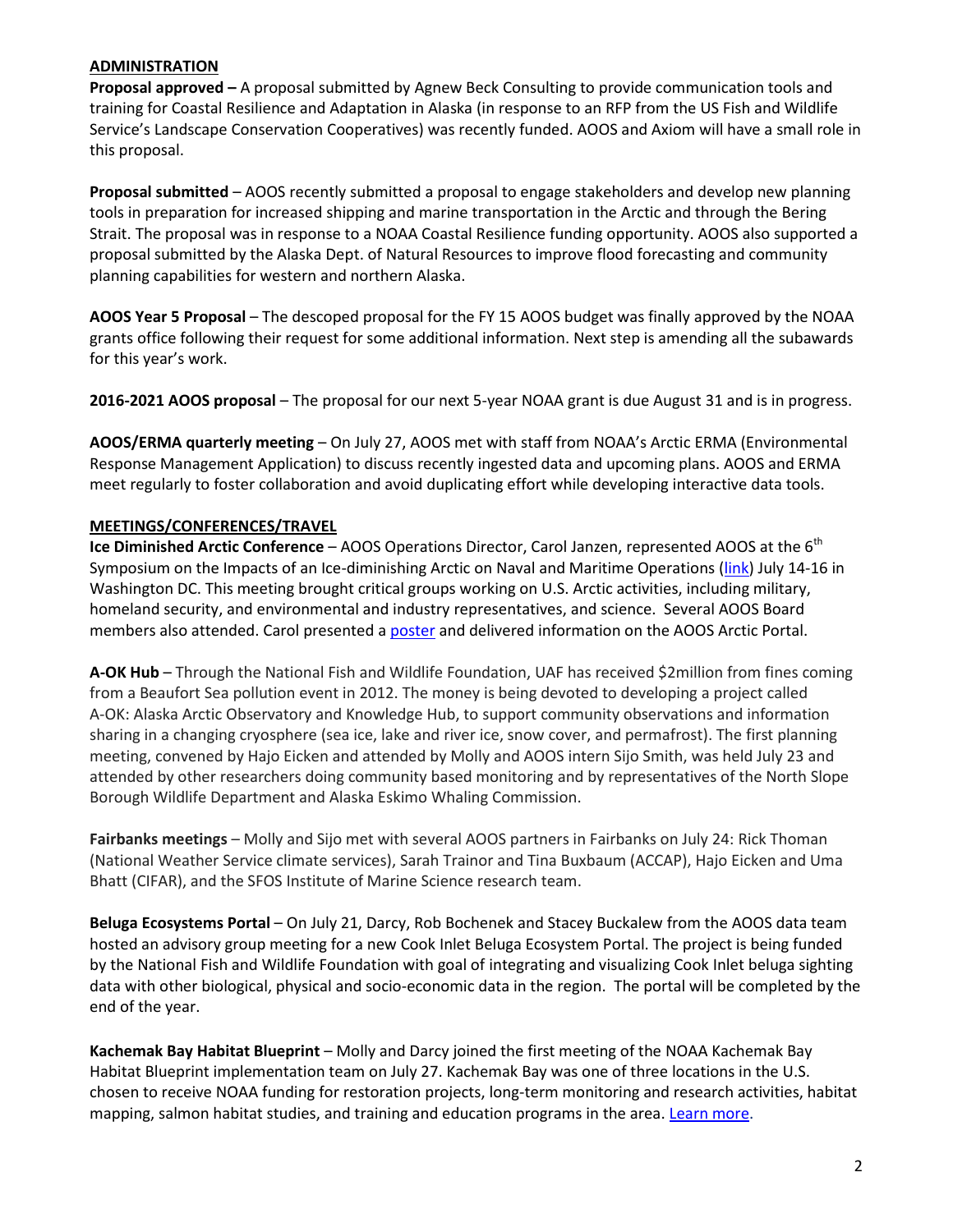## ADMINISTRATION

**Proposal approved –** A proposal submitted by Agnew Beck Consulting to provide communication tools and training for Coastal Resilience and Adaptation in Alaska (in response to an RFP from the US Fish and Wildlife Service's Landscape Conservation Cooperatives) was recently funded. AOOS and Axiom will have a small role in this proposal.

**Proposal submitted** – AOOS recently submitted a proposal to engage stakeholders and develop new planning tools in preparation for increased shipping and marine transportation in the Arctic and through the Bering Strait. The proposal was in response to a NOAA Coastal Resilience funding opportunity. AOOS also supported a proposal submitted by the Alaska Dept. of Natural Resources to improve flood forecasting and community planning capabilities for western and northern Alaska.

**AOOS Year 5 Proposal** – The descoped proposal for the FY 15 AOOS budget was finally approved by the NOAA grants office following their request for some additional information. Next step is amending all the subawards for this year's work.

**2016-2021 AOOS proposal** – The proposal for our next 5-year NOAA grant is due August 31 and is in progress.

**AOOS/ERMA quarterly meeting** – On July 27, AOOS met with staff from NOAA's Arctic ERMA (Environmental Response Management Application) to discuss recently ingested data and upcoming plans. AOOS and ERMA meet regularly to foster collaboration and avoid duplicating effort while developing interactive data tools.

## MEETINGS/CONFERENCES/TRAVEL

**Ice Diminished Arctic Conference** – AOOS Operations Director, Carol Janzen, represented AOOS at the 6th Symposium on the Impacts of an Ice-diminishing Arctic on Naval and Maritime Operations (link) July 14-16 in Washington DC. This meeting brought critical groups working on U.S. Arctic activities, including military, homeland security, and environmental and industry representatives, and science. Several AOOS Board members also attended. Carol presented a poster and delivered information on the AOOS Arctic Portal.

**A-OK Hub** – Through the National Fish and Wildlife Foundation, UAF has received $2million from fines coming from a Beaufort Sea pollution event in 2012. The money is being devoted to developing a project called A-OK: Alaska Arctic Observatory and Knowledge Hub, to support community observations and information sharing in a changing cryosphere (sea ice, lake and river ice, snow cover, and permafrost). The first planning meeting, convened by Hajo Eicken and attended by Molly and AOOS intern Sijo Smith, was held July 23 and attended by other researchers doing community based monitoring and by representatives of the North Slope Borough Wildlife Department and Alaska Eskimo Whaling Commission.

**Fairbanks meetings** – Molly and Sijo met with several AOOS partners in Fairbanks on July 24: Rick Thoman (National Weather Service climate services), Sarah Trainor and Tina Buxbaum (ACCAP), Hajo Eicken and Uma Bhatt (CIFAR), and the SFOS Institute of Marine Science research team.

**Beluga Ecosystems Portal** – On July 21, Darcy, Rob Bochenek and Stacey Buckalew from the AOOS data team hosted an advisory group meeting for a new Cook Inlet Beluga Ecosystem Portal. The project is being funded by the National Fish and Wildlife Foundation with goal of integrating and visualizing Cook Inlet beluga sighting data with other biological, physical and socio-economic data in the region. The portal will be completed by the end of the year.

**Kachemak Bay Habitat Blueprint** – Molly and Darcy joined the first meeting of the NOAA Kachemak Bay Habitat Blueprint implementation team on July 27. Kachemak Bay was one of three locations in the U.S. chosen to receive NOAA funding for restoration projects, long-term monitoring and research activities, habitat mapping, salmon habitat studies, and training and education programs in the area. Learn more.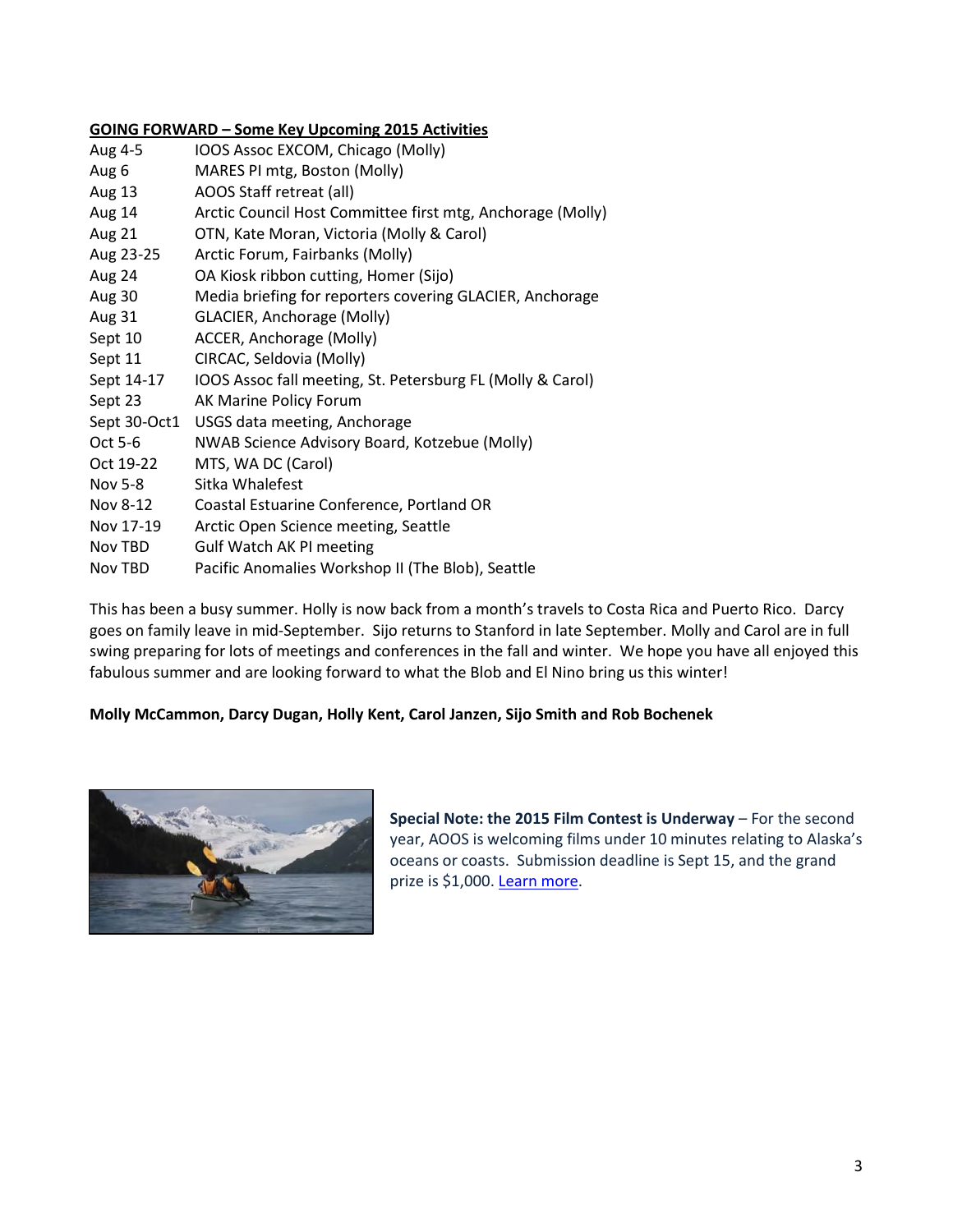**GOING FORWARD – Some Key Upcoming 2015 Activities**

| | |
|---|---|
| Aug 4-5 | IOOS Assoc EXCOM, Chicago (Molly) |
| Aug 6 | MARES PI mtg, Boston (Molly) |
| Aug 13 | AOOS Staff retreat (all) |
| Aug 14 | Arctic Council Host Committee first mtg, Anchorage (Molly) |
| Aug 21 | OTN, Kate Moran, Victoria (Molly & Carol) |
| Aug 23-25 | Arctic Forum, Fairbanks (Molly) |
| Aug 24 | OA Kiosk ribbon cutting, Homer (Sijo) |
| Aug 30 | Media briefing for reporters covering GLACIER, Anchorage |
| Aug 31 | GLACIER, Anchorage (Molly) |
| Sept 10 | ACCER, Anchorage (Molly) |
| Sept 11 | CIRCAC, Seldovia (Molly) |
| Sept 14-17 | IOOS Assoc fall meeting, St. Petersburg FL (Molly & Carol) |
| Sept 23 | AK Marine Policy Forum |
| Sept 30-Oct1 | USGS data meeting, Anchorage |
| Oct 5-6 | NWAB Science Advisory Board, Kotzebue (Molly) |
| Oct 19-22 | MTS, WA DC (Carol) |
| Nov 5-8 | Sitka Whalefest |
| Nov 8-12 | Coastal Estuarine Conference, Portland OR |
| Nov 17-19 | Arctic Open Science meeting, Seattle |
| Nov TBD | Gulf Watch AK PI meeting |
| Nov TBD | Pacific Anomalies Workshop II (The Blob), Seattle |

This has been a busy summer. Holly is now back from a month's travels to Costa Rica and Puerto Rico. Darcy goes on family leave in mid-September. Sijo returns to Stanford in late September. Molly and Carol are in full swing preparing for lots of meetings and conferences in the fall and winter. We hope you have all enjoyed this fabulous summer and are looking forward to what the Blob and El Nino bring us this winter!

**Molly McCammon, Darcy Dugan, Holly Kent, Carol Janzen, Sijo Smith and Rob Bochenek**

**Special Note: the 2015 Film Contest is Underway** – For the second year, AOOS is welcoming films under 10 minutes relating to Alaska's oceans or coasts. Submission deadline is Sept 15, and the grand prize is $1,000. Learn more.